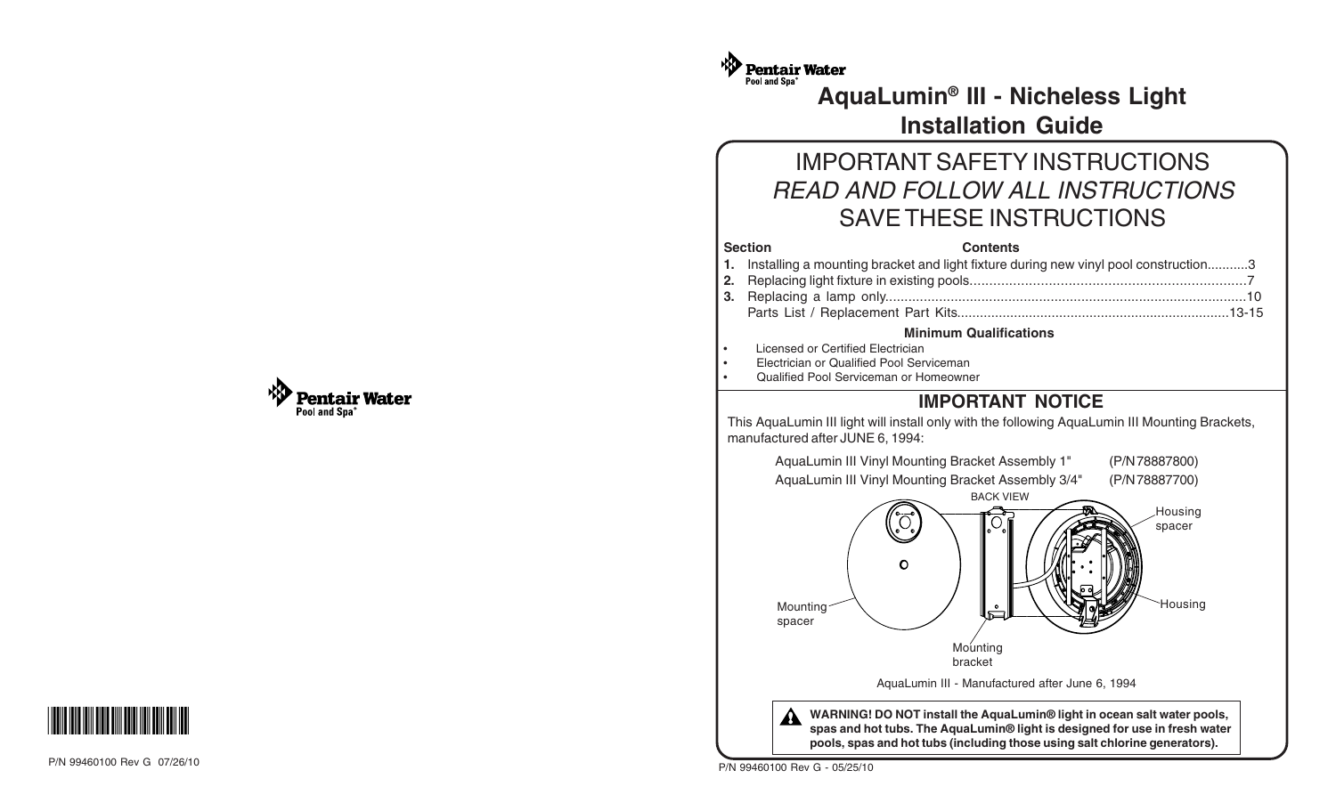Pentair Water
Pool and Spa®

P/N 99460100 Rev G 07/26/10

Pentair Water
Pool and Spa®

# AquaLumin® III - Nicheless Light Installation Guide

## IMPORTANT SAFETY INSTRUCTIONS
## *READ AND FOLLOW ALL INSTRUCTIONS*
## SAVE THESE INSTRUCTIONS

| Section | Contents | |
|---|---|---|
| **1.** | Installing a mounting bracket and light fixture during new vinyl pool construction | 3 |
| **2.** | Replacing light fixture in existing pools | 7 |
| **3.** | Replacing a lamp only | 10 |
| | Parts List / Replacement Part Kits | 13-15 |

**Minimum Qualifications**

- Licensed or Certified Electrician
- Electrician or Qualified Pool Serviceman
- Qualified Pool Serviceman or Homeowner

## IMPORTANT NOTICE

This AquaLumin III light will install only with the following AquaLumin III Mounting Brackets, manufactured after JUNE 6, 1994:

| | |
|---|---|
| AquaLumin III Vinyl Mounting Bracket Assembly 1" | (P/N78887800) |
| AquaLumin III Vinyl Mounting Bracket Assembly 3/4" | (P/N78887700) |

BACK VIEW

Mounting spacer

Mounting bracket

Housing spacer

Housing

AquaLumin III - Manufactured after June 6, 1994

**WARNING! DO NOT install the AquaLumin® light in ocean salt water pools, spas and hot tubs. The AquaLumin® light is designed for use in fresh water pools, spas and hot tubs (including those using salt chlorine generators).**

P/N 99460100 Rev G - 05/25/10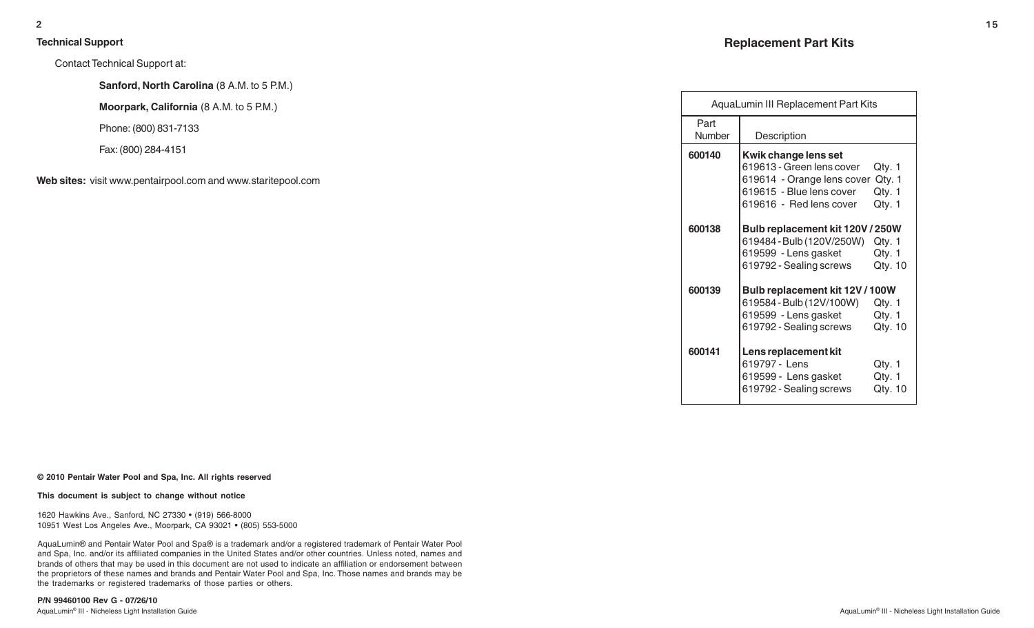## Technical Support

Contact Technical Support at:

**Sanford, North Carolina** (8 A.M. to 5 P.M.)

**Moorpark, California** (8 A.M. to 5 P.M.)

Phone: (800) 831-7133

Fax: (800) 284-4151

**Web sites:** visit www.pentairpool.com and www.staritepool.com

**© 2010 Pentair Water Pool and Spa, Inc. All rights reserved**

**This document is subject to change without notice**

1620 Hawkins Ave., Sanford, NC 27330 • (919) 566-8000
10951 West Los Angeles Ave., Moorpark, CA 93021 • (805) 553-5000

AquaLumin® and Pentair Water Pool and Spa® is a trademark and/or a registered trademark of Pentair Water Pool and Spa, Inc. and/or its affiliated companies in the United States and/or other countries. Unless noted, names and brands of others that may be used in this document are not used to indicate an affiliation or endorsement between the proprietors of these names and brands and Pentair Water Pool and Spa, Inc. Those names and brands may be the trademarks or registered trademarks of those parties or others.

**P/N 99460100 Rev G - 07/26/10**

## Replacement Part Kits

| AquaLumin III Replacement Part Kits | | |
|---|---|---|
| Part Number | Description | |
| **600140** | **Kwik change lens set** | |
| | 619613 - Green lens cover | Qty. 1 |
| | 619614 - Orange lens cover | Qty. 1 |
| | 619615 - Blue lens cover | Qty. 1 |
| | 619616 - Red lens cover | Qty. 1 |
| **600138** | **Bulb replacement kit 120V / 250W** | |
| | 619484 - Bulb (120V/250W) | Qty. 1 |
| | 619599 - Lens gasket | Qty. 1 |
| | 619792 - Sealing screws | Qty. 10 |
| **600139** | **Bulb replacement kit 12V / 100W** | |
| | 619584 - Bulb (12V/100W) | Qty. 1 |
| | 619599 - Lens gasket | Qty. 1 |
| | 619792 - Sealing screws | Qty. 10 |
| **600141** | **Lens replacement kit** | |
| | 619797 - Lens | Qty. 1 |
| | 619599 - Lens gasket | Qty. 1 |
| | 619792 - Sealing screws | Qty. 10 |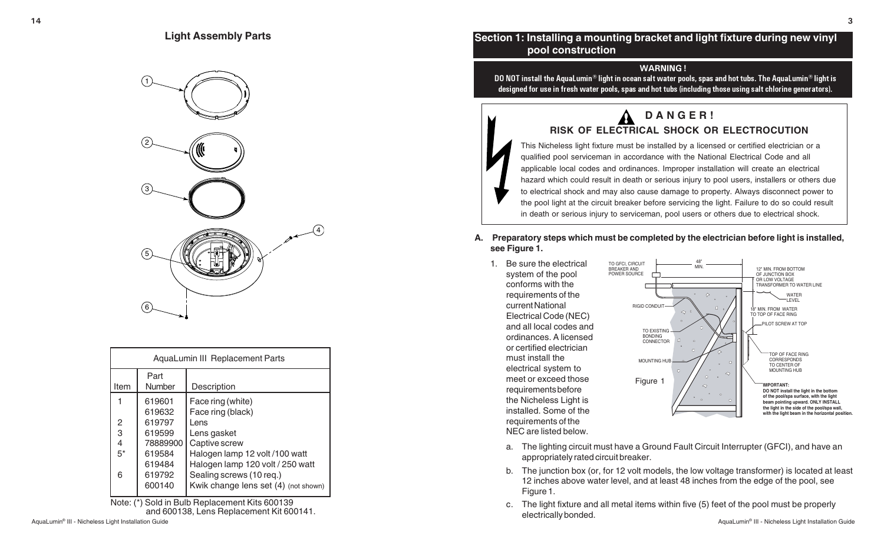## Light Assembly Parts

1

2

3

4

5

6

| AquaLumin III Replacement Parts | | |
|---|---|---|
| Item | Part Number | Description |
| 1 | 619601 | Face ring (white) |
| | 619632 | Face ring (black) |
| 2 | 619797 | Lens |
| 3 | 619599 | Lens gasket |
| 4 | 78889900 | Captive screw |
| 5* | 619584 | Halogen lamp 12 volt /100 watt |
| | 619484 | Halogen lamp 120 volt / 250 watt |
| 6 | 619792 | Sealing screws (10 req.) |
| | 600140 | Kwik change lens set (4) (not shown) |

Note: (*) Sold in Bulb Replacement Kits 600139 and 600138, Lens Replacement Kit 600141.

## Section 1: Installing a mounting bracket and light fixture during new vinyl pool construction

**WARNING !**

**DO NOT install the AquaLumin® light in ocean salt water pools, spas and hot tubs. The AquaLumin® light is designed for use in fresh water pools, spas and hot tubs (including those using salt chlorine generators).**

**D A N G E R !**

**RISK OF ELECTRICAL SHOCK OR ELECTROCUTION**

This Nicheless light fixture must be installed by a licensed or certified electrician or a qualified pool serviceman in accordance with the National Electrical Code and all applicable local codes and ordinances. Improper installation will create an electrical hazard which could result in death or serious injury to pool users, installers or others due to electrical shock and may also cause damage to property. Always disconnect power to the pool light at the circuit breaker before servicing the light. Failure to do so could result in death or serious injury to serviceman, pool users or others due to electrical shock.

**A. Preparatory steps which must be completed by the electrician before light is installed, see Figure 1.**

1. Be sure the electrical system of the pool conforms with the requirements of the current National Electrical Code (NEC) and all local codes and ordinances. A licensed or certified electrician must install the electrical system to meet or exceed those requirements before the Nicheless Light is installed. Some of the requirements of the NEC are listed below.

TO GFCI, CIRCUIT BREAKER AND POWER SOURCE

48" MIN.

12" MIN. FROM BOTTOM OF JUNCTION BOX OR LOW VOLTAGE TRANSFORMER TO WATER LINE

WATER LEVEL

RIGID CONDUIT

18" MIN. FROM WATER TO TOP OF FACE RING

PILOT SCREW AT TOP

TO EXISTING BONDING CONNECTOR

MOUNTING HUB

TOP OF FACE RING CORRESPONDS TO CENTER OF MOUNTING HUB

Figure 1

**IMPORTANT:**
**DO NOT install the light in the bottom of the pool/spa surface, with the light beam pointing upward. ONLY INSTALL the light in the side of the pool/spa wall, with the light beam in the horizontal position.**

a. The lighting circuit must have a Ground Fault Circuit Interrupter (GFCI), and have an appropriately rated circuit breaker.

b. The junction box (or, for 12 volt models, the low voltage transformer) is located at least 12 inches above water level, and at least 48 inches from the edge of the pool, see Figure 1.

c. The light fixture and all metal items within five (5) feet of the pool must be properly electrically bonded.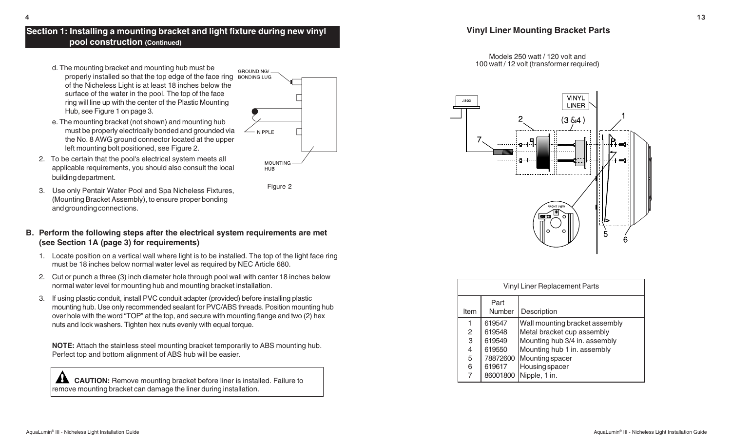## Section 1: Installing a mounting bracket and light fixture during new vinyl pool construction (Continued)

d. The mounting bracket and mounting hub must be properly installed so that the top edge of the face ring of the Nicheless Light is at least 18 inches below the surface of the water in the pool. The top of the face ring will line up with the center of the Plastic Mounting Hub, see Figure 1 on page 3.

e. The mounting bracket (not shown) and mounting hub must be properly electrically bonded and grounded via the No. 8 AWG ground connector located at the upper left mounting bolt positioned, see Figure 2.

2. To be certain that the pool's electrical system meets all applicable requirements, you should also consult the local building department.

3. Use only Pentair Water Pool and Spa Nicheless Fixtures, (Mounting Bracket Assembly), to ensure proper bonding and grounding connections.

GROUNDING/ BONDING LUG

NIPPLE

MOUNTING HUB

Figure 2

**B. Perform the following steps after the electrical system requirements are met (see Section 1A (page 3) for requirements)**

1. Locate position on a vertical wall where light is to be installed. The top of the light face ring must be 18 inches below normal water level as required by NEC Article 680.

2. Cut or punch a three (3) inch diameter hole through pool wall with center 18 inches below normal water level for mounting hub and mounting bracket installation.

3. If using plastic conduit, install PVC conduit adapter (provided) before installing plastic mounting hub. Use only recommended sealant for PVC/ABS threads. Position mounting hub over hole with the word "TOP" at the top, and secure with mounting flange and two (2) hex nuts and lock washers. Tighten hex nuts evenly with equal torque.

**NOTE:** Attach the stainless steel mounting bracket temporarily to ABS mounting hub. Perfect top and bottom alignment of ABS hub will be easier.

**CAUTION:** Remove mounting bracket before liner is installed. Failure to remove mounting bracket can damage the liner during installation.

## Vinyl Liner Mounting Bracket Parts

Models 250 watt / 120 volt and
100 watt / 12 volt (transformer required)

J-BOX

VINYL LINER

1

2

(3 &4 )

5

6

7

FRONT VIEW

| Vinyl Liner Replacement Parts | | |
|---|---|---|
| Item | Part Number | Description |
| 1 | 619547 | Wall mounting bracket assembly |
| 2 | 619548 | Metal bracket cup assembly |
| 3 | 619549 | Mounting hub 3/4 in. assembly |
| 4 | 619550 | Mounting hub 1 in. assembly |
| 5 | 78872600 | Mounting spacer |
| 6 | 619617 | Housing spacer |
| 7 | 86001800 | Nipple, 1 in. |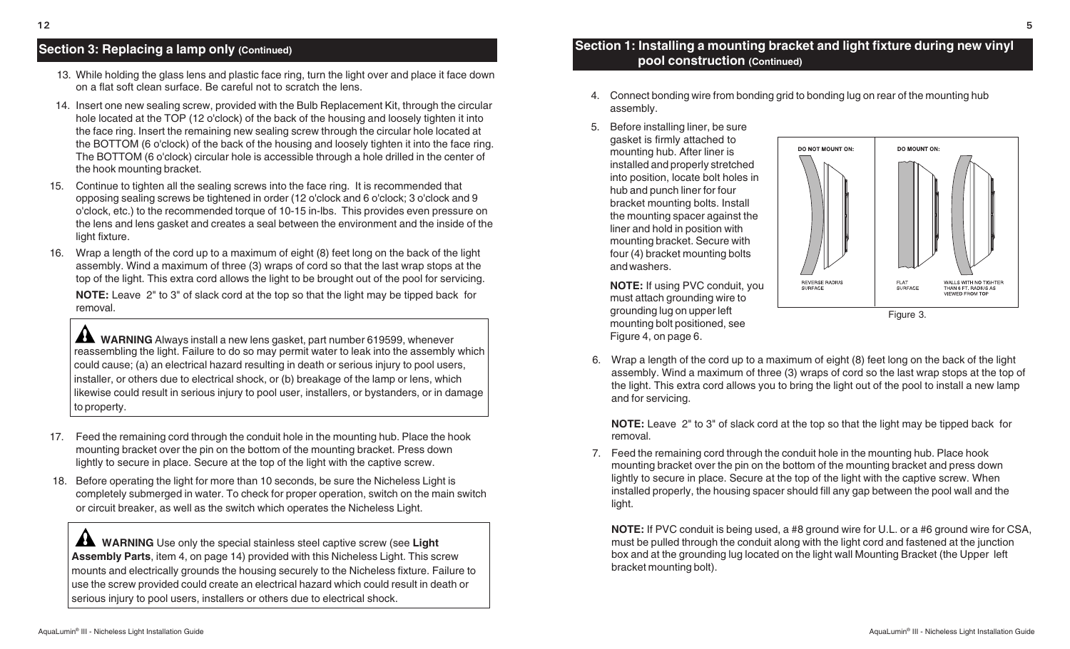## Section 3: Replacing a lamp only (Continued)

13. While holding the glass lens and plastic face ring, turn the light over and place it face down on a flat soft clean surface. Be careful not to scratch the lens.

14. Insert one new sealing screw, provided with the Bulb Replacement Kit, through the circular hole located at the TOP (12 o'clock) of the back of the housing and loosely tighten it into the face ring. Insert the remaining new sealing screw through the circular hole located at the BOTTOM (6 o'clock) of the back of the housing and loosely tighten it into the face ring. The BOTTOM (6 o'clock) circular hole is accessible through a hole drilled in the center of the hook mounting bracket.

15. Continue to tighten all the sealing screws into the face ring. It is recommended that opposing sealing screws be tightened in order (12 o'clock and 6 o'clock; 3 o'clock and 9 o'clock, etc.) to the recommended torque of 10-15 in-lbs. This provides even pressure on the lens and lens gasket and creates a seal between the environment and the inside of the light fixture.

16. Wrap a length of the cord up to a maximum of eight (8) feet long on the back of the light assembly. Wind a maximum of three (3) wraps of cord so that the last wrap stops at the top of the light. This extra cord allows the light to be brought out of the pool for servicing.

    **NOTE:** Leave 2" to 3" of slack cord at the top so that the light may be tipped back for removal.

> **WARNING** Always install a new lens gasket, part number 619599, whenever reassembling the light. Failure to do so may permit water to leak into the assembly which could cause; (a) an electrical hazard resulting in death or serious injury to pool users, installer, or others due to electrical shock, or (b) breakage of the lamp or lens, which likewise could result in serious injury to pool user, installers, or bystanders, or in damage to property.

17. Feed the remaining cord through the conduit hole in the mounting hub. Place the hook mounting bracket over the pin on the bottom of the mounting bracket. Press down lightly to secure in place. Secure at the top of the light with the captive screw.

18. Before operating the light for more than 10 seconds, be sure the Nicheless Light is completely submerged in water. To check for proper operation, switch on the main switch or circuit breaker, as well as the switch which operates the Nicheless Light.

> **WARNING** Use only the special stainless steel captive screw (see **Light Assembly Parts**, item 4, on page 14) provided with this Nicheless Light. This screw mounts and electrically grounds the housing securely to the Nicheless fixture. Failure to use the screw provided could create an electrical hazard which could result in death or serious injury to pool users, installers or others due to electrical shock.

## Section 1: Installing a mounting bracket and light fixture during new vinyl pool construction (Continued)

4. Connect bonding wire from bonding grid to bonding lug on rear of the mounting hub assembly.

5. Before installing liner, be sure gasket is firmly attached to mounting hub. After liner is installed and properly stretched into position, locate bolt holes in hub and punch liner for four bracket mounting bolts. Install the mounting spacer against the liner and hold in position with mounting bracket. Secure with four (4) bracket mounting bolts and washers.

   **NOTE:** If using PVC conduit, you must attach grounding wire to grounding lug on upper left mounting bolt positioned, see Figure 4, on page 6.

DO NOT MOUNT ON:
REVERSE RADIUS SURFACE
DO MOUNT ON:
FLAT SURFACE
WALLS WITH NO TIGHTER THAN 6 FT. RADIUS AS VIEWED FROM TOP

Figure 3.

6. Wrap a length of the cord up to a maximum of eight (8) feet long on the back of the light assembly. Wind a maximum of three (3) wraps of cord so the last wrap stops at the top of the light. This extra cord allows you to bring the light out of the pool to install a new lamp and for servicing.

   **NOTE:** Leave 2" to 3" of slack cord at the top so that the light may be tipped back for removal.

7. Feed the remaining cord through the conduit hole in the mounting hub. Place hook mounting bracket over the pin on the bottom of the mounting bracket and press down lightly to secure in place. Secure at the top of the light with the captive screw. When installed properly, the housing spacer should fill any gap between the pool wall and the light.

   **NOTE:** If PVC conduit is being used, a #8 ground wire for U.L. or a #6 ground wire for CSA, must be pulled through the conduit along with the light cord and fastened at the junction box and at the grounding lug located on the light wall Mounting Bracket (the Upper left bracket mounting bolt).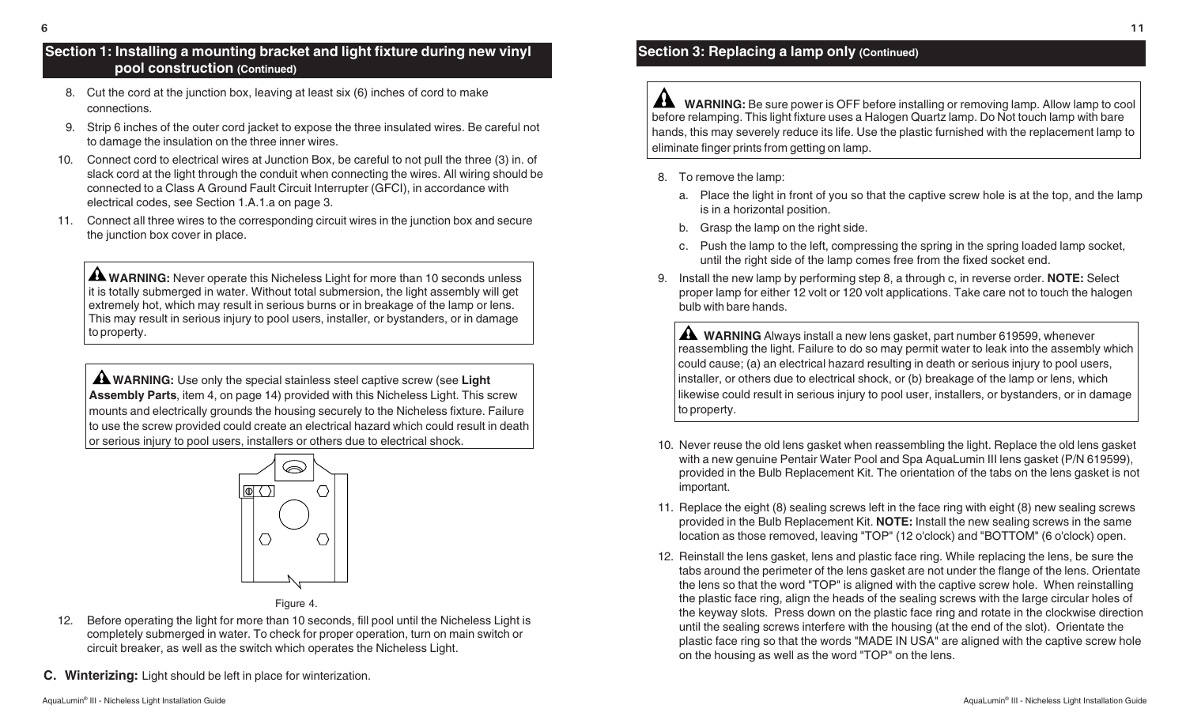## Section 1: Installing a mounting bracket and light fixture during new vinyl pool construction (Continued)

8. Cut the cord at the junction box, leaving at least six (6) inches of cord to make connections.
9. Strip 6 inches of the outer cord jacket to expose the three insulated wires. Be careful not to damage the insulation on the three inner wires.
10. Connect cord to electrical wires at Junction Box, be careful to not pull the three (3) in. of slack cord at the light through the conduit when connecting the wires. All wiring should be connected to a Class A Ground Fault Circuit Interrupter (GFCI), in accordance with electrical codes, see Section 1.A.1.a on page 3.
11. Connect all three wires to the corresponding circuit wires in the junction box and secure the junction box cover in place.

> **WARNING:** Never operate this Nicheless Light for more than 10 seconds unless it is totally submerged in water. Without total submersion, the light assembly will get extremely hot, which may result in serious burns or in breakage of the lamp or lens. This may result in serious injury to pool users, installer, or bystanders, or in damage to property.

> **WARNING:** Use only the special stainless steel captive screw (see **Light Assembly Parts**, item 4, on page 14) provided with this Nicheless Light. This screw mounts and electrically grounds the housing securely to the Nicheless fixture. Failure to use the screw provided could create an electrical hazard which could result in death or serious injury to pool users, installers or others due to electrical shock.

Figure 4.

12. Before operating the light for more than 10 seconds, fill pool until the Nicheless Light is completely submerged in water. To check for proper operation, turn on main switch or circuit breaker, as well as the switch which operates the Nicheless Light.

**C. Winterizing:** Light should be left in place for winterization.

## Section 3: Replacing a lamp only (Continued)

> **WARNING:** Be sure power is OFF before installing or removing lamp. Allow lamp to cool before relamping. This light fixture uses a Halogen Quartz lamp. Do Not touch lamp with bare hands, this may severely reduce its life. Use the plastic furnished with the replacement lamp to eliminate finger prints from getting on lamp.

8. To remove the lamp:
   a. Place the light in front of you so that the captive screw hole is at the top, and the lamp is in a horizontal position.
   b. Grasp the lamp on the right side.
   c. Push the lamp to the left, compressing the spring in the spring loaded lamp socket, until the right side of the lamp comes free from the fixed socket end.
9. Install the new lamp by performing step 8, a through c, in reverse order. **NOTE:** Select proper lamp for either 12 volt or 120 volt applications. Take care not to touch the halogen bulb with bare hands.

> **WARNING** Always install a new lens gasket, part number 619599, whenever reassembling the light. Failure to do so may permit water to leak into the assembly which could cause; (a) an electrical hazard resulting in death or serious injury to pool users, installer, or others due to electrical shock, or (b) breakage of the lamp or lens, which likewise could result in serious injury to pool user, installers, or bystanders, or in damage to property.

10. Never reuse the old lens gasket when reassembling the light. Replace the old lens gasket with a new genuine Pentair Water Pool and Spa AquaLumin III lens gasket (P/N 619599), provided in the Bulb Replacement Kit. The orientation of the tabs on the lens gasket is not important.
11. Replace the eight (8) sealing screws left in the face ring with eight (8) new sealing screws provided in the Bulb Replacement Kit. **NOTE:** Install the new sealing screws in the same location as those removed, leaving "TOP" (12 o'clock) and "BOTTOM" (6 o'clock) open.
12. Reinstall the lens gasket, lens and plastic face ring. While replacing the lens, be sure the tabs around the perimeter of the lens gasket are not under the flange of the lens. Orientate the lens so that the word "TOP" is aligned with the captive screw hole. When reinstalling the plastic face ring, align the heads of the sealing screws with the large circular holes of the keyway slots. Press down on the plastic face ring and rotate in the clockwise direction until the sealing screws interfere with the housing (at the end of the slot). Orientate the plastic face ring so that the words "MADE IN USA" are aligned with the captive screw hole on the housing as well as the word "TOP" on the lens.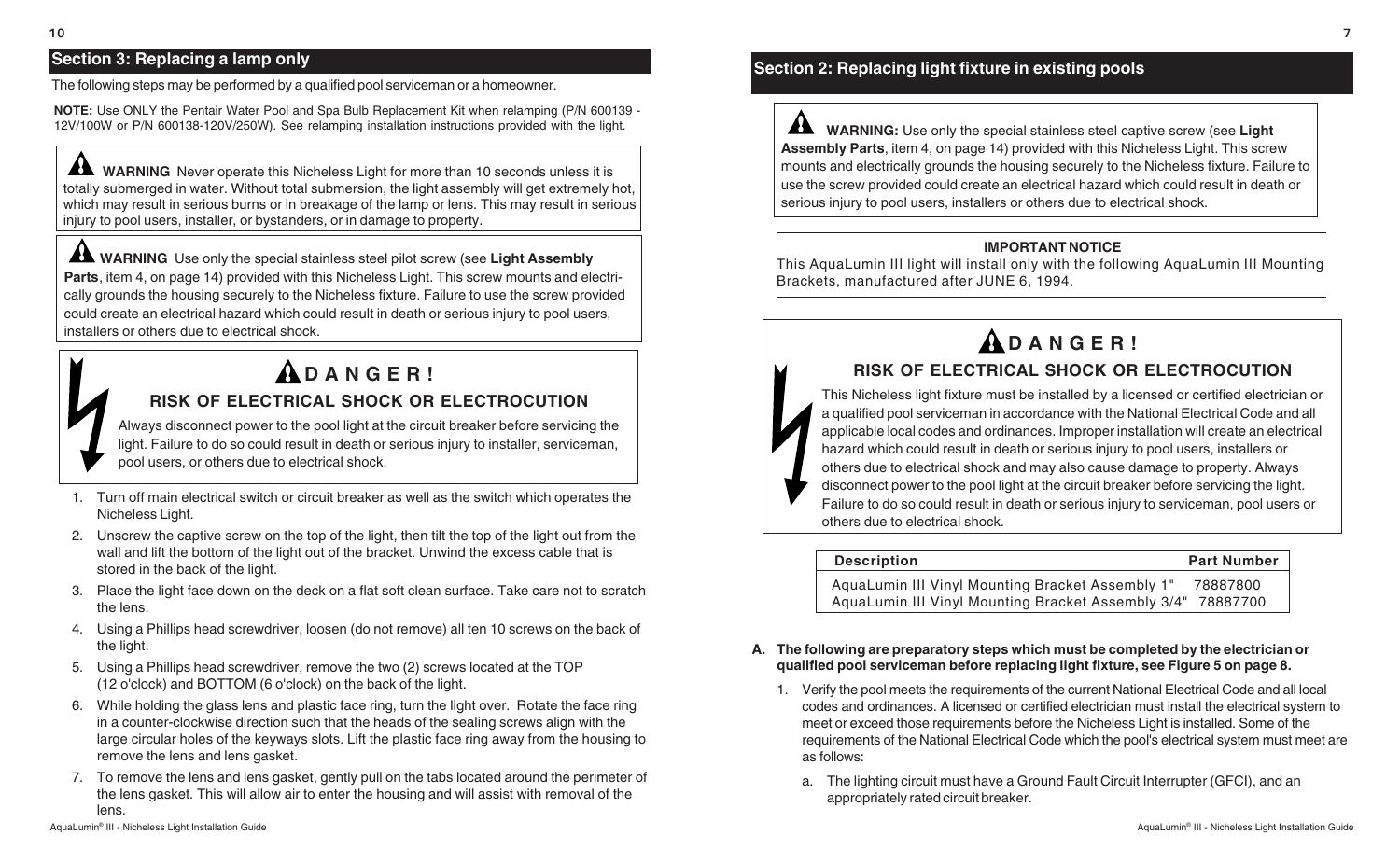## Section 3: Replacing a lamp only

The following steps may be performed by a qualified pool serviceman or a homeowner.

**NOTE:** Use ONLY the Pentair Water Pool and Spa Bulb Replacement Kit when relamping (P/N 600139 - 12V/100W or P/N 600138-120V/250W). See relamping installation instructions provided with the light.

**WARNING** Never operate this Nicheless Light for more than 10 seconds unless it is totally submerged in water. Without total submersion, the light assembly will get extremely hot, which may result in serious burns or in breakage of the lamp or lens. This may result in serious injury to pool users, installer, or bystanders, or in damage to property.

**WARNING** Use only the special stainless steel pilot screw (see **Light Assembly Parts**, item 4, on page 14) provided with this Nicheless Light. This screw mounts and electrically grounds the housing securely to the Nicheless fixture. Failure to use the screw provided could create an electrical hazard which could result in death or serious injury to pool users, installers or others due to electrical shock.

**D A N G E R !**

**RISK OF ELECTRICAL SHOCK OR ELECTROCUTION**

Always disconnect power to the pool light at the circuit breaker before servicing the light. Failure to do so could result in death or serious injury to installer, serviceman, pool users, or others due to electrical shock.

1. Turn off main electrical switch or circuit breaker as well as the switch which operates the Nicheless Light.
2. Unscrew the captive screw on the top of the light, then tilt the top of the light out from the wall and lift the bottom of the light out of the bracket. Unwind the excess cable that is stored in the back of the light.
3. Place the light face down on the deck on a flat soft clean surface. Take care not to scratch the lens.
4. Using a Phillips head screwdriver, loosen (do not remove) all ten 10 screws on the back of the light.
5. Using a Phillips head screwdriver, remove the two (2) screws located at the TOP (12 o'clock) and BOTTOM (6 o'clock) on the back of the light.
6. While holding the glass lens and plastic face ring, turn the light over. Rotate the face ring in a counter-clockwise direction such that the heads of the sealing screws align with the large circular holes of the keyways slots. Lift the plastic face ring away from the housing to remove the lens and lens gasket.
7. To remove the lens and lens gasket, gently pull on the tabs located around the perimeter of the lens gasket. This will allow air to enter the housing and will assist with removal of the lens.

## Section 2: Replacing light fixture in existing pools

**WARNING:** Use only the special stainless steel captive screw (see **Light Assembly Parts**, item 4, on page 14) provided with this Nicheless Light. This screw mounts and electrically grounds the housing securely to the Nicheless fixture. Failure to use the screw provided could create an electrical hazard which could result in death or serious injury to pool users, installers or others due to electrical shock.

**IMPORTANT NOTICE**

This AquaLumin III light will install only with the following AquaLumin III Mounting Brackets, manufactured after JUNE 6, 1994.

**D A N G E R !**

**RISK OF ELECTRICAL SHOCK OR ELECTROCUTION**

This Nicheless light fixture must be installed by a licensed or certified electrician or a qualified pool serviceman in accordance with the National Electrical Code and all applicable local codes and ordinances. Improper installation will create an electrical hazard which could result in death or serious injury to pool users, installers or others due to electrical shock and may also cause damage to property. Always disconnect power to the pool light at the circuit breaker before servicing the light. Failure to do so could result in death or serious injury to serviceman, pool users or others due to electrical shock.

| Description | Part Number |
|---|---|
| AquaLumin III Vinyl Mounting Bracket Assembly 1" | 78887800 |
| AquaLumin III Vinyl Mounting Bracket Assembly 3/4" | 78887700 |

**A. The following are preparatory steps which must be completed by the electrician or qualified pool serviceman before replacing light fixture, see Figure 5 on page 8.**

1. Verify the pool meets the requirements of the current National Electrical Code and all local codes and ordinances. A licensed or certified electrician must install the electrical system to meet or exceed those requirements before the Nicheless Light is installed. Some of the requirements of the National Electrical Code which the pool's electrical system must meet are as follows:
   a. The lighting circuit must have a Ground Fault Circuit Interrupter (GFCI), and an appropriately rated circuit breaker.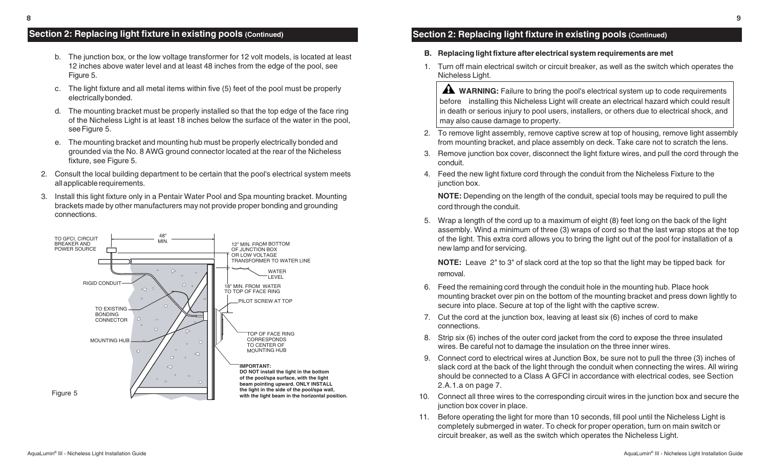## Section 2: Replacing light fixture in existing pools (Continued)

b. The junction box, or the low voltage transformer for 12 volt models, is located at least 12 inches above water level and at least 48 inches from the edge of the pool, see Figure 5.

c. The light fixture and all metal items within five (5) feet of the pool must be properly electrically bonded.

d. The mounting bracket must be properly installed so that the top edge of the face ring of the Nicheless Light is at least 18 inches below the surface of the water in the pool, see Figure 5.

e. The mounting bracket and mounting hub must be properly electrically bonded and grounded via the No. 8 AWG ground connector located at the rear of the Nicheless fixture, see Figure 5.

2. Consult the local building department to be certain that the pool's electrical system meets all applicable requirements.

3. Install this light fixture only in a Pentair Water Pool and Spa mounting bracket. Mounting brackets made by other manufacturers may not provide proper bonding and grounding connections.

TO GFCI, CIRCUIT BREAKER AND POWER SOURCE

48" MIN.

12" MIN. FROM BOTTOM OF JUNCTION BOX OR LOW VOLTAGE TRANSFORMER TO WATER LINE

WATER LEVEL

RIGID CONDUIT

18" MIN. FROM WATER TO TOP OF FACE RING

PILOT SCREW AT TOP

TO EXISTING BONDING CONNECTOR

TOP OF FACE RING CORRESPONDS TO CENTER OF MOUNTING HUB

MOUNTING HUB

**IMPORTANT:**
**DO NOT install the light in the bottom of the pool/spa surface, with the light beam pointing upward. ONLY INSTALL the light in the side of the pool/spa wall, with the light beam in the horizontal position.**

Figure 5

## Section 2: Replacing light fixture in existing pools (Continued)

**B. Replacing light fixture after electrical system requirements are met**

1. Turn off main electrical switch or circuit breaker, as well as the switch which operates the Nicheless Light.

> **WARNING:** Failure to bring the pool's electrical system up to code requirements before installing this Nicheless Light will create an electrical hazard which could result in death or serious injury to pool users, installers, or others due to electrical shock, and may also cause damage to property.

2. To remove light assembly, remove captive screw at top of housing, remove light assembly from mounting bracket, and place assembly on deck. Take care not to scratch the lens.

3. Remove junction box cover, disconnect the light fixture wires, and pull the cord through the conduit.

4. Feed the new light fixture cord through the conduit from the Nicheless Fixture to the junction box.

   **NOTE:** Depending on the length of the conduit, special tools may be required to pull the cord through the conduit.

5. Wrap a length of the cord up to a maximum of eight (8) feet long on the back of the light assembly. Wind a minimum of three (3) wraps of cord so that the last wrap stops at the top of the light. This extra cord allows you to bring the light out of the pool for installation of a new lamp and for servicing.

   **NOTE:** Leave 2" to 3" of slack cord at the top so that the light may be tipped back for removal.

6. Feed the remaining cord through the conduit hole in the mounting hub. Place hook mounting bracket over pin on the bottom of the mounting bracket and press down lightly to secure into place. Secure at top of the light with the captive screw.

7. Cut the cord at the junction box, leaving at least six (6) inches of cord to make connections.

8. Strip six (6) inches of the outer cord jacket from the cord to expose the three insulated wires. Be careful not to damage the insulation on the three inner wires.

9. Connect cord to electrical wires at Junction Box, be sure not to pull the three (3) inches of slack cord at the back of the light through the conduit when connecting the wires. All wiring should be connected to a Class A GFCI in accordance with electrical codes, see Section 2.A.1.a on page 7.

10. Connect all three wires to the corresponding circuit wires in the junction box and secure the junction box cover in place.

11. Before operating the light for more than 10 seconds, fill pool until the Nicheless Light is completely submerged in water. To check for proper operation, turn on main switch or circuit breaker, as well as the switch which operates the Nicheless Light.